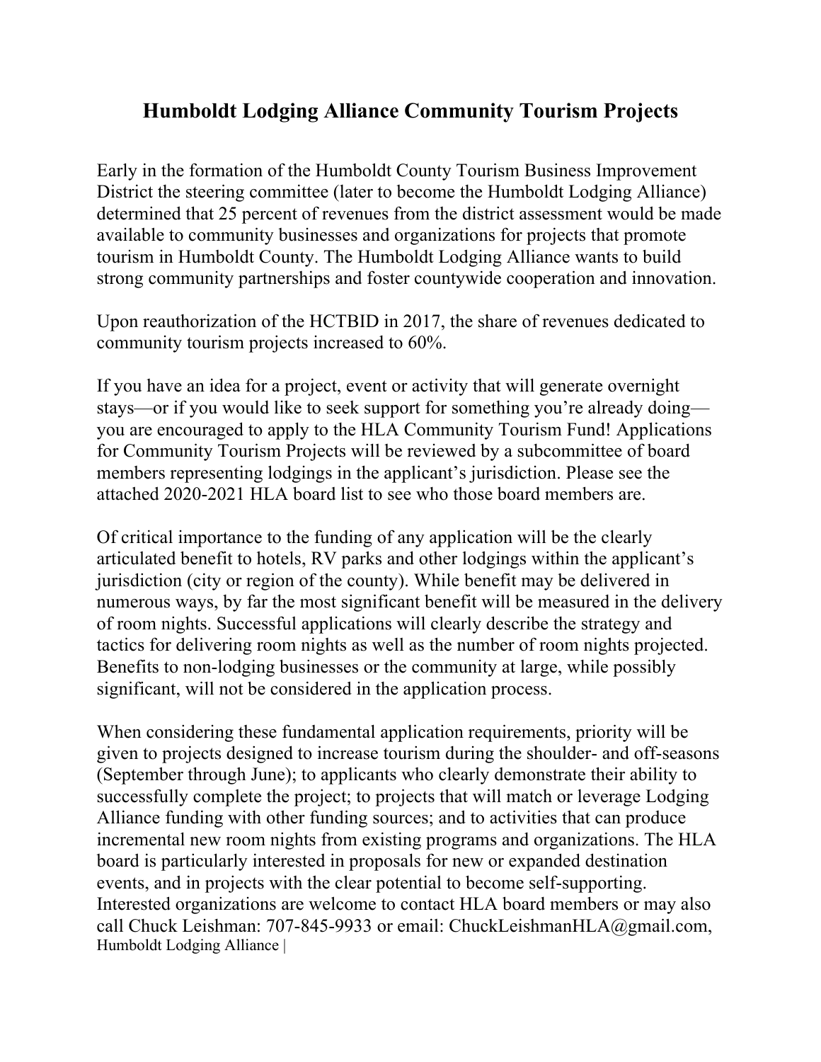# Humboldt Lodging Alliance Community Tourism Projects

Early in the formation of the Humboldt County Tourism Business Improvement District the steering committee (later to become the Humboldt Lodging Alliance) determined that 25 percent of revenues from the district assessment would be made available to community businesses and organizations for projects that promote tourism in Humboldt County. The Humboldt Lodging Alliance wants to build strong community partnerships and foster countywide cooperation and innovation.

Upon reauthorization of the HCTBID in 2017, the share of revenues dedicated to community tourism projects increased to 60%.

If you have an idea for a project, event or activity that will generate overnight stays—or if you would like to seek support for something you're already doing—you are encouraged to apply to the HLA Community Tourism Fund! Applications for Community Tourism Projects will be reviewed by a subcommittee of board members representing lodgings in the applicant's jurisdiction. Please see the attached 2020-2021 HLA board list to see who those board members are.

Of critical importance to the funding of any application will be the clearly articulated benefit to hotels, RV parks and other lodgings within the applicant's jurisdiction (city or region of the county). While benefit may be delivered in numerous ways, by far the most significant benefit will be measured in the delivery of room nights. Successful applications will clearly describe the strategy and tactics for delivering room nights as well as the number of room nights projected. Benefits to non-lodging businesses or the community at large, while possibly significant, will not be considered in the application process.

When considering these fundamental application requirements, priority will be given to projects designed to increase tourism during the shoulder- and off-seasons (September through June); to applicants who clearly demonstrate their ability to successfully complete the project; to projects that will match or leverage Lodging Alliance funding with other funding sources; and to activities that can produce incremental new room nights from existing programs and organizations. The HLA board is particularly interested in proposals for new or expanded destination events, and in projects with the clear potential to become self-supporting. Interested organizations are welcome to contact HLA board members or may also call Chuck Leishman: 707-845-9933 or email: ChuckLeishmanHLA@gmail.com,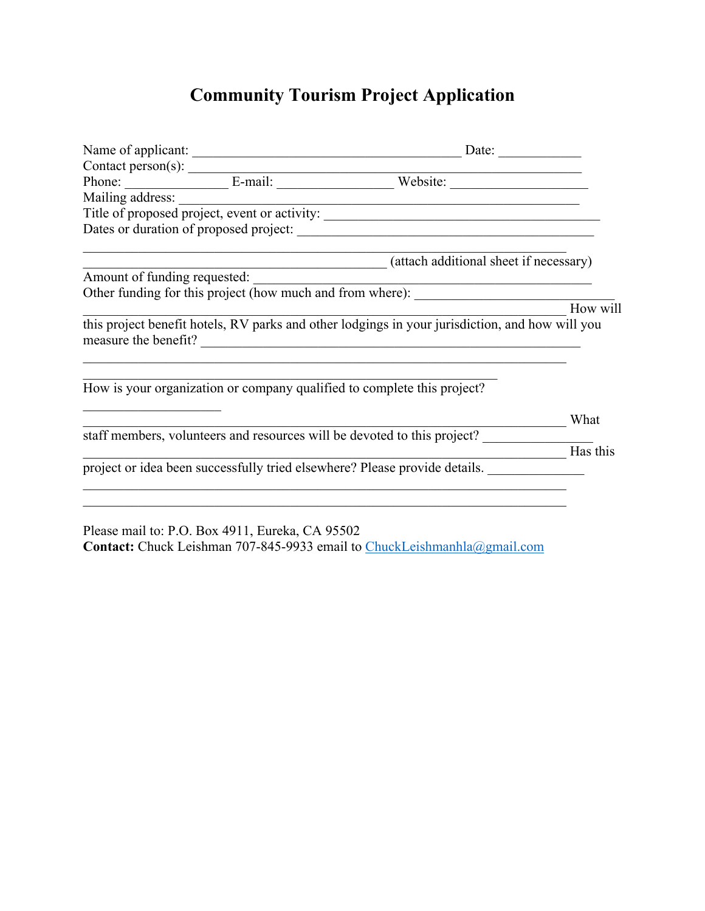# Community Tourism Project Application

Name of applicant: _________________________________________ Date: ____________
Contact person(s): ____________________________________________________________
Phone: _______________ E-mail: _________________ Website: ____________________
Mailing address: ______________________________________________________________
Title of proposed project, event or activity: ________________________________________
Dates or duration of proposed project: ____________________________________________

________________________________________________________________________
______________________________________________ (attach additional sheet if necessary)
Amount of funding requested: ____________________________________________________
Other funding for this project (how much and from where): _____________________________
________________________________________________________________________ How will this project benefit hotels, RV parks and other lodgings in your jurisdiction, and how will you measure the benefit? _________________________________________________________

________________________________________________________________________
______________________________________________________________
How is your organization or company qualified to complete this project? _____________________

________________________________________________________________________ What staff members, volunteers and resources will be devoted to this project? ________________
________________________________________________________________________ Has this project or idea been successfully tried elsewhere? Please provide details. ______________
________________________________________________________________________
________________________________________________________________________

Please mail to: P.O. Box 4911, Eureka, CA 95502
**Contact:** Chuck Leishman 707-845-9933 email to ChuckLeishmanhla@gmail.com